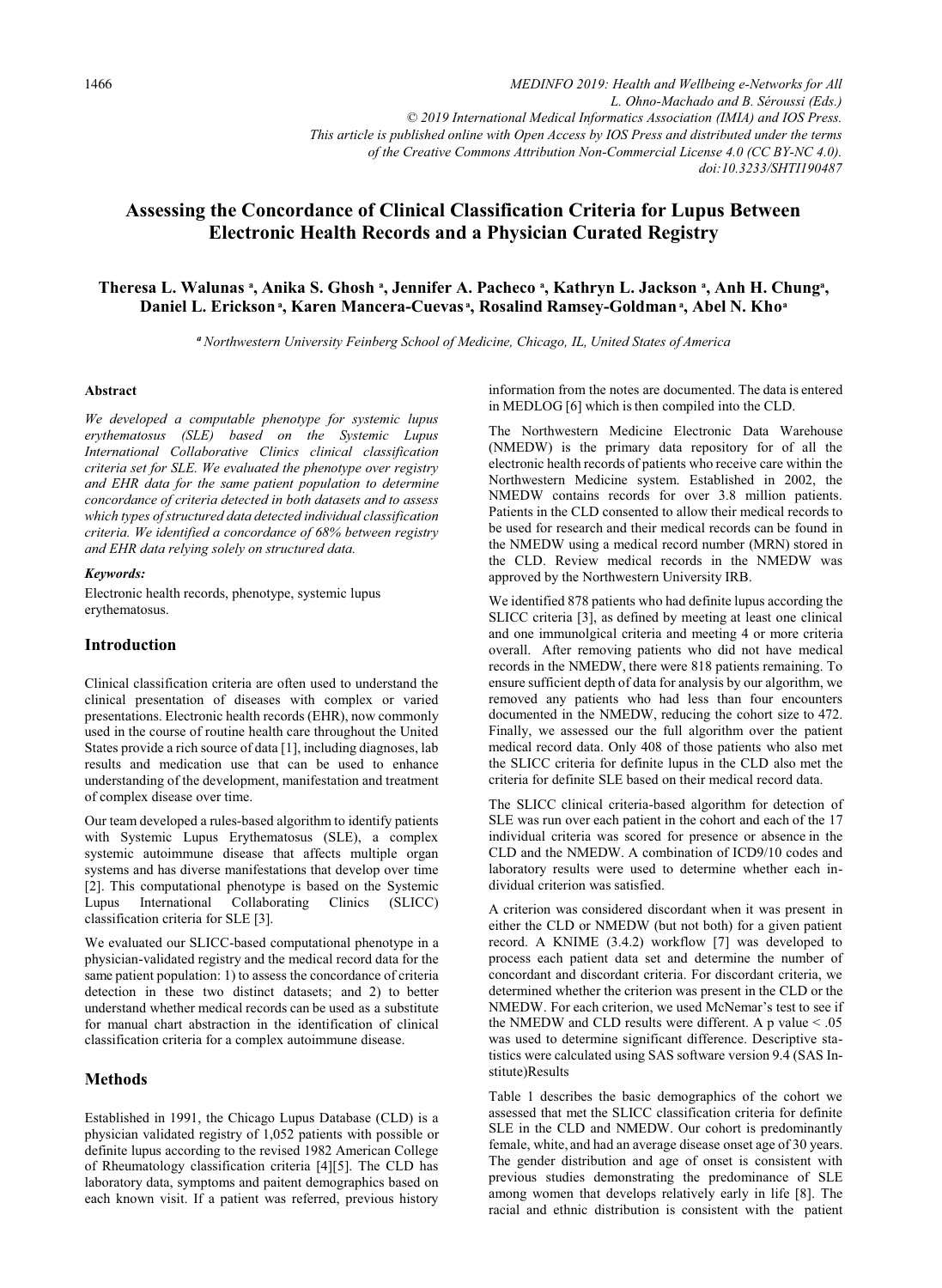# Assessing the Concordance of Clinical Classification Criteria for Lupus Between Electronic Health Records and a Physician Curated Registry

**Theresa L. Walunas [a], Anika S. Ghosh [a], Jennifer A. Pacheco [a], Kathryn L. Jackson [a], Anh H. Chung[a], Daniel L. Erickson [a], Karen Mancera-Cuevas [a], Rosalind Ramsey-Goldman [a], Abel N. Kho[a]**

*[a] Northwestern University Feinberg School of Medicine, Chicago, IL, United States of America*

#### Abstract

*We developed a computable phenotype for systemic lupus erythematosus (SLE) based on the Systemic Lupus International Collaborative Clinics clinical classification criteria set for SLE. We evaluated the phenotype over registry and EHR data for the same patient population to determine concordance of criteria detected in both datasets and to assess which types of structured data detected individual classification criteria. We identified a concordance of 68% between registry and EHR data relying solely on structured data.*

#### *Keywords:*

Electronic health records, phenotype, systemic lupus erythematosus.

## Introduction

Clinical classification criteria are often used to understand the clinical presentation of diseases with complex or varied presentations. Electronic health records (EHR), now commonly used in the course of routine health care throughout the United States provide a rich source of data [1], including diagnoses, lab results and medication use that can be used to enhance understanding of the development, manifestation and treatment of complex disease over time.

Our team developed a rules-based algorithm to identify patients with Systemic Lupus Erythematosus (SLE), a complex systemic autoimmune disease that affects multiple organ systems and has diverse manifestations that develop over time [2]. This computational phenotype is based on the Systemic Lupus International Collaborating Clinics (SLICC) classification criteria for SLE [3].

We evaluated our SLICC-based computational phenotype in a physician-validated registry and the medical record data for the same patient population: 1) to assess the concordance of criteria detection in these two distinct datasets; and 2) to better understand whether medical records can be used as a substitute for manual chart abstraction in the identification of clinical classification criteria for a complex autoimmune disease.

## Methods

Established in 1991, the Chicago Lupus Database (CLD) is a physician validated registry of 1,052 patients with possible or definite lupus according to the revised 1982 American College of Rheumatology classification criteria [4][5]. The CLD has laboratory data, symptoms and paitent demographics based on each known visit. If a patient was referred, previous history information from the notes are documented. The data is entered in MEDLOG [6] which is then compiled into the CLD.

The Northwestern Medicine Electronic Data Warehouse (NMEDW) is the primary data repository for of all the electronic health records of patients who receive care within the Northwestern Medicine system. Established in 2002, the NMEDW contains records for over 3.8 million patients. Patients in the CLD consented to allow their medical records to be used for research and their medical records can be found in the NMEDW using a medical record number (MRN) stored in the CLD. Review medical records in the NMEDW was approved by the Northwestern University IRB.

We identified 878 patients who had definite lupus according the SLICC criteria [3], as defined by meeting at least one clinical and one immunolgical criteria and meeting 4 or more criteria overall. After removing patients who did not have medical records in the NMEDW, there were 818 patients remaining. To ensure sufficient depth of data for analysis by our algorithm, we removed any patients who had less than four encounters documented in the NMEDW, reducing the cohort size to 472. Finally, we assessed our the full algorithm over the patient medical record data. Only 408 of those patients who also met the SLICC criteria for definite lupus in the CLD also met the criteria for definite SLE based on their medical record data.

The SLICC clinical criteria-based algorithm for detection of SLE was run over each patient in the cohort and each of the 17 individual criteria was scored for presence or absence in the CLD and the NMEDW. A combination of ICD9/10 codes and laboratory results were used to determine whether each individual criterion was satisfied.

A criterion was considered discordant when it was present in either the CLD or NMEDW (but not both) for a given patient record. A KNIME (3.4.2) workflow [7] was developed to process each patient data set and determine the number of concordant and discordant criteria. For discordant criteria, we determined whether the criterion was present in the CLD or the NMEDW. For each criterion, we used McNemar's test to see if the NMEDW and CLD results were different. A p value $< .05$ was used to determine significant difference. Descriptive statistics were calculated using SAS software version 9.4 (SAS Institute)Results

Table 1 describes the basic demographics of the cohort we assessed that met the SLICC classification criteria for definite SLE in the CLD and NMEDW. Our cohort is predominantly female, white, and had an average disease onset age of 30 years. The gender distribution and age of onset is consistent with previous studies demonstrating the predominance of SLE among women that develops relatively early in life [8]. The racial and ethnic distribution is consistent with the patient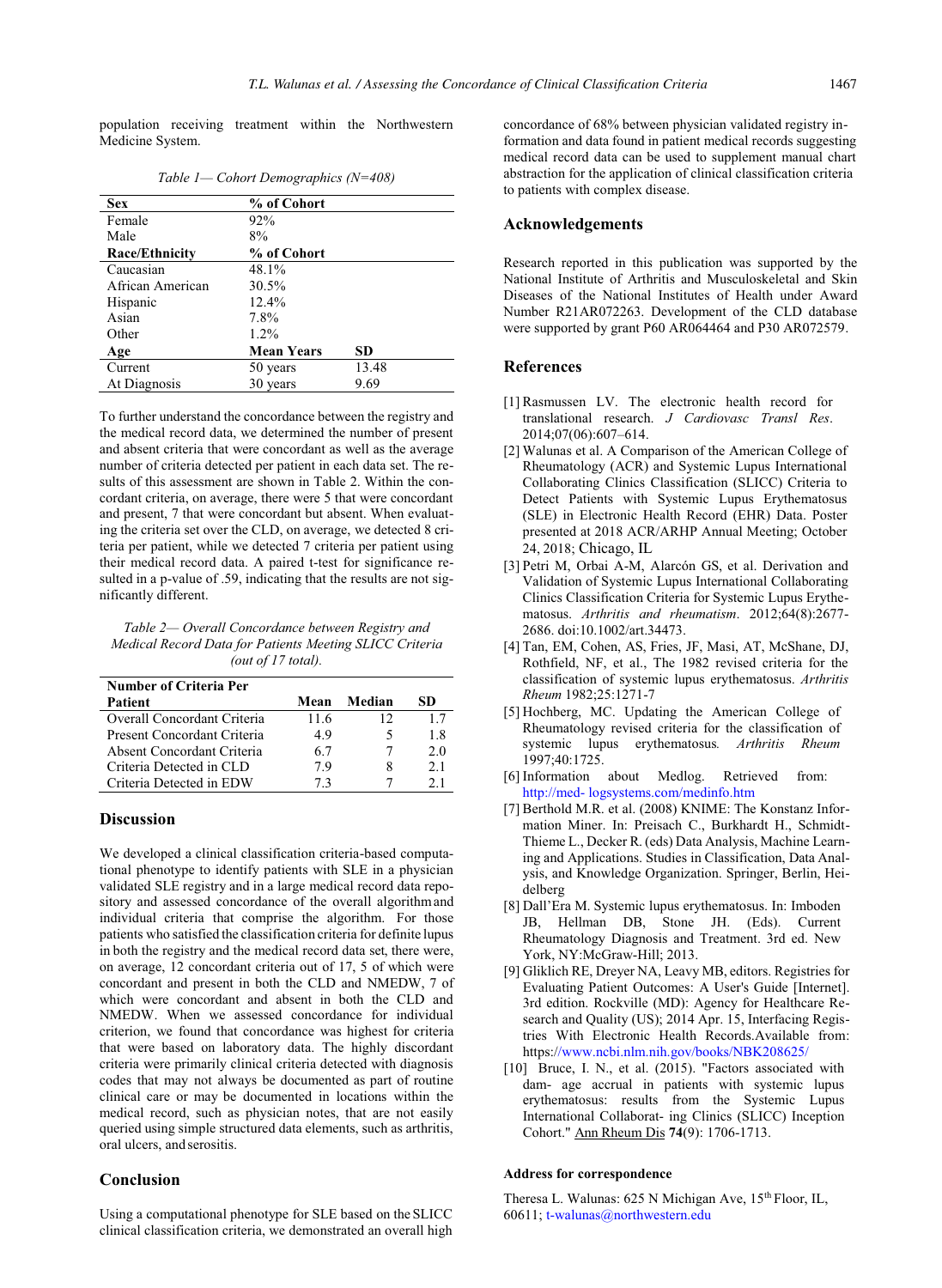population receiving treatment within the Northwestern Medicine System.

*Table 1— Cohort Demographics (N=408)*

| **Sex** | **% of Cohort** | |
|---|---|---|
| Female | 92% | |
| Male | 8% | |
| **Race/Ethnicity** | **% of Cohort** | |
| Caucasian | 48.1% | |
| African American | 30.5% | |
| Hispanic | 12.4% | |
| Asian | 7.8% | |
| Other | 1.2% | |
| **Age** | **Mean Years** | **SD** |
| Current | 50 years | 13.48 |
| At Diagnosis | 30 years | 9.69 |

To further understand the concordance between the registry and the medical record data, we determined the number of present and absent criteria that were concordant as well as the average number of criteria detected per patient in each data set. The results of this assessment are shown in Table 2. Within the concordant criteria, on average, there were 5 that were concordant and present, 7 that were concordant but absent. When evaluating the criteria set over the CLD, on average, we detected 8 criteria per patient, while we detected 7 criteria per patient using their medical record data. A paired t-test for significance resulted in a p-value of .59, indicating that the results are not significantly different.

*Table 2— Overall Concordance between Registry and Medical Record Data for Patients Meeting SLICC Criteria (out of 17 total).*

| **Number of Criteria Per Patient** | **Mean** | **Median** | **SD** |
|---|---|---|---|
| Overall Concordant Criteria | 11.6 | 12 | 1.7 |
| Present Concordant Criteria | 4.9 | 5 | 1.8 |
| Absent Concordant Criteria | 6.7 | 7 | 2.0 |
| Criteria Detected in CLD | 7.9 | 8 | 2.1 |
| Criteria Detected in EDW | 7.3 | 7 | 2.1 |

## Discussion

We developed a clinical classification criteria-based computational phenotype to identify patients with SLE in a physician validated SLE registry and in a large medical record data repository and assessed concordance of the overall algorithm and individual criteria that comprise the algorithm. For those patients who satisfied the classification criteria for definite lupus in both the registry and the medical record data set, there were, on average, 12 concordant criteria out of 17, 5 of which were concordant and present in both the CLD and NMEDW, 7 of which were concordant and absent in both the CLD and NMEDW. When we assessed concordance for individual criterion, we found that concordance was highest for criteria that were based on laboratory data. The highly discordant criteria were primarily clinical criteria detected with diagnosis codes that may not always be documented as part of routine clinical care or may be documented in locations within the medical record, such as physician notes, that are not easily queried using simple structured data elements, such as arthritis, oral ulcers, and serositis.

## Conclusion

Using a computational phenotype for SLE based on the SLICC clinical classification criteria, we demonstrated an overall high concordance of 68% between physician validated registry information and data found in patient medical records suggesting medical record data can be used to supplement manual chart abstraction for the application of clinical classification criteria to patients with complex disease.

## Acknowledgements

Research reported in this publication was supported by the National Institute of Arthritis and Musculoskeletal and Skin Diseases of the National Institutes of Health under Award Number R21AR072263. Development of the CLD database were supported by grant P60 AR064464 and P30 AR072579.

## References

[1] Rasmussen LV. The electronic health record for translational research. *J Cardiovasc Transl Res*. 2014;07(06):607–614.

[2] Walunas et al. A Comparison of the American College of Rheumatology (ACR) and Systemic Lupus International Collaborating Clinics Classification (SLICC) Criteria to Detect Patients with Systemic Lupus Erythematosus (SLE) in Electronic Health Record (EHR) Data. Poster presented at 2018 ACR/ARHP Annual Meeting; October 24, 2018; Chicago, IL

[3] Petri M, Orbai A-M, Alarcón GS, et al. Derivation and Validation of Systemic Lupus International Collaborating Clinics Classification Criteria for Systemic Lupus Erythematosus. *Arthritis and rheumatism*. 2012;64(8):2677-2686. doi:10.1002/art.34473.

[4] Tan, EM, Cohen, AS, Fries, JF, Masi, AT, McShane, DJ, Rothfield, NF, et al., The 1982 revised criteria for the classification of systemic lupus erythematosus. *Arthritis Rheum* 1982;25:1271-7

[5] Hochberg, MC. Updating the American College of Rheumatology revised criteria for the classification of systemic lupus erythematosus*. Arthritis Rheum* 1997;40:1725.

[6] Information about Medlog. Retrieved from: http://med- logsystems.com/medinfo.htm

[7] Berthold M.R. et al. (2008) KNIME: The Konstanz Information Miner. In: Preisach C., Burkhardt H., Schmidt-Thieme L., Decker R. (eds) Data Analysis, Machine Learning and Applications. Studies in Classification, Data Analysis, and Knowledge Organization. Springer, Berlin, Heidelberg

[8] Dall'Era M. Systemic lupus erythematosus. In: Imboden JB, Hellman DB, Stone JH. (Eds). Current Rheumatology Diagnosis and Treatment. 3rd ed. New York, NY:McGraw-Hill; 2013.

[9] Gliklich RE, Dreyer NA, Leavy MB, editors. Registries for Evaluating Patient Outcomes: A User's Guide [Internet]. 3rd edition. Rockville (MD): Agency for Healthcare Research and Quality (US); 2014 Apr. 15, Interfacing Registries With Electronic Health Records.Available from: https://www.ncbi.nlm.nih.gov/books/NBK208625/

[10] Bruce, I. N., et al. (2015). "Factors associated with dam- age accrual in patients with systemic lupus erythematosus: results from the Systemic Lupus International Collaborat- ing Clinics (SLICC) Inception Cohort." Ann Rheum Dis **74**(9): 1706-1713.

#### Address for correspondence

Theresa L. Walunas: 625 N Michigan Ave, 15th Floor, IL, 60611; t-walunas@northwestern.edu